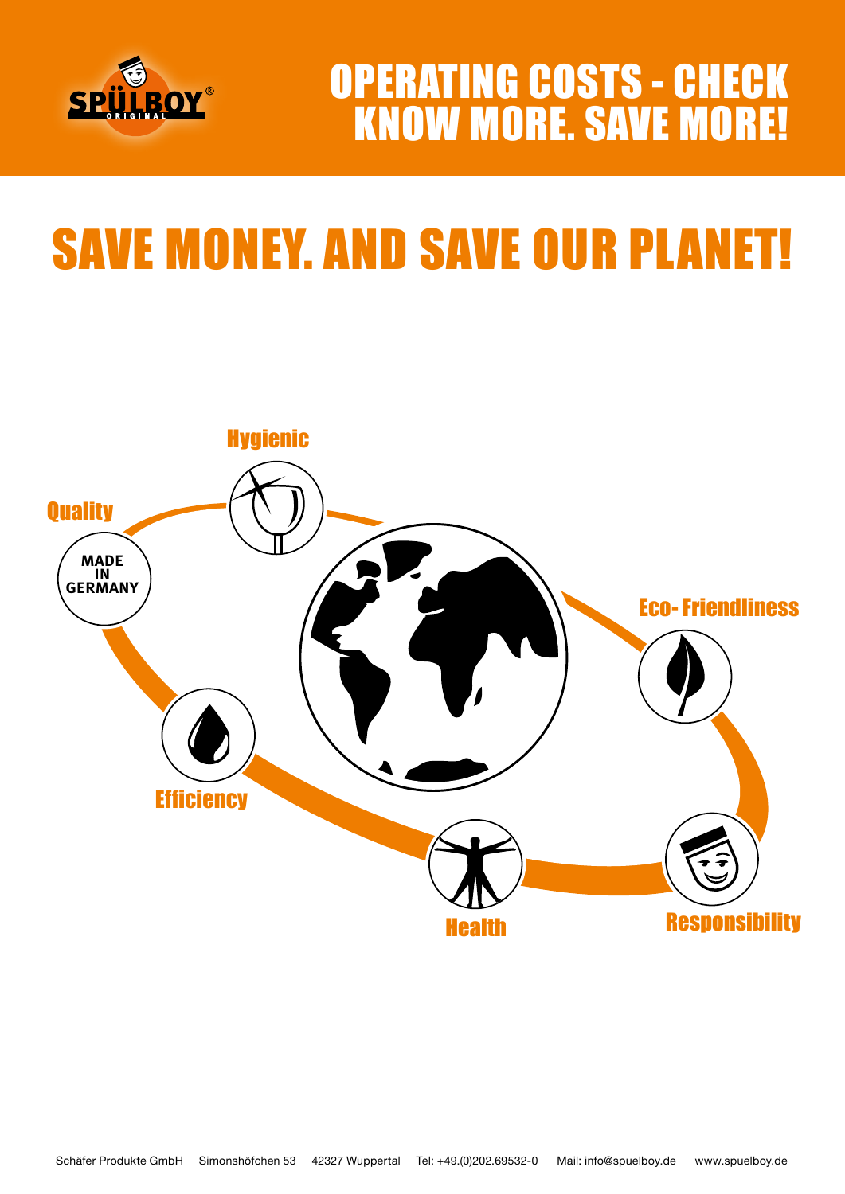# OPERATING COSTS - CHECK
# KNOW MORE. SAVE MORE!

## SAVE MONEY. AND SAVE OUR PLANET!

Hygienic

Quality

MADE IN GERMANY

Eco- Friendliness

Efficiency

Health

Responsibility

Schäfer Produkte GmbH Simonshöfchen 53 42327 Wuppertal Tel: +49.(0)202.69532-0 Mail: info@spuelboy.de www.spuelboy.de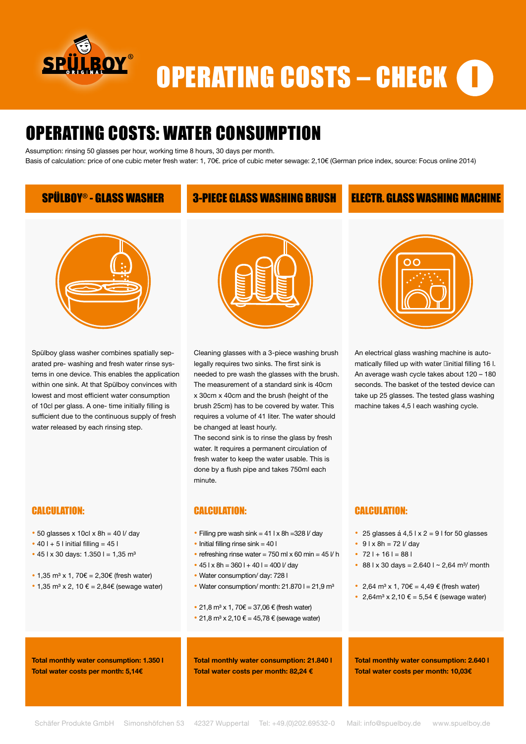# OPERATING COSTS – CHECK

## OPERATING COSTS: WATER CONSUMPTION

Assumption: rinsing 50 glasses per hour, working time 8 hours, 30 days per month.
Basis of calculation: price of one cubic meter fresh water: 1, 70€. price of cubic meter sewage: 2,10€ (German price index, source: Focus online 2014)

### SPÜLBOY® - GLASS WASHER

Spülboy glass washer combines spatially separated pre- washing and fresh water rinse systems in one device. This enables the application within one sink. At that Spülboy convinces with lowest and most efficient water consumption of 10cl per glass. A one- time initially filling is sufficient due to the continuous supply of fresh water released by each rinsing step.

#### CALCULATION:

- 50 glasses x 10cl x 8h = 40 l/ day
- 40 l + 5 l initial filling = 45 l
- 45 l x 30 days: 1.350 l = 1,35 m³

- 1,35 m³ x 1, 70€ = 2,30€ (fresh water)
- 1,35 m³ x 2, 10 € = 2,84€ (sewage water)

**Total monthly water consumption: 1.350 l**
**Total water costs per month: 5,14€**

### 3-PIECE GLASS WASHING BRUSH

Cleaning glasses with a 3-piece washing brush legally requires two sinks. The first sink is needed to pre wash the glasses with the brush. The measurement of a standard sink is 40cm x 30cm x 40cm and the brush (height of the brush 25cm) has to be covered by water. This requires a volume of 41 liter. The water should be changed at least hourly.
The second sink is to rinse the glass by fresh water. It requires a permanent circulation of fresh water to keep the water usable. This is done by a flush pipe and takes 750ml each minute.

#### CALCULATION:

- Filling pre wash sink = 41 l x 8h =328 l/ day
- Initial filling rinse sink = 40 l
- refreshing rinse water = 750 ml x 60 min = 45 l/ h
- 45 l x 8h = 360 l + 40 l = 400 l/ day
- Water consumption/ day: 728 l
- Water consumption/ month: 21.870 l = 21,9 m³

- 21,8 m³ x 1, 70€ = 37,06 € (fresh water)
- 21,8 m³ x 2,10 € = 45,78 € (sewage water)

**Total monthly water consumption: 21.840 l**
**Total water costs per month: 82,24 €**

### ELECTR. GLASS WASHING MACHINE

An electrical glass washing machine is automatically filled up with water initial filling 16 l. An average wash cycle takes about 120 – 180 seconds. The basket of the tested device can take up 25 glasses. The tested glass washing machine takes 4,5 l each washing cycle.

#### CALCULATION:

- 25 glasses á 4,5 l x 2 = 9 l for 50 glasses
- 9 l x 8h = 72 l/ day
- 72 l + 16 l = 88 l
- 88 l x 30 days = 2.640 l ~ 2,64 m³/ month

- 2,64 m³ x 1, 70€ = 4,49 € (fresh water)
- 2,64m³ x 2,10 € = 5,54 € (sewage water)

**Total monthly water consumption: 2.640 l**
**Total water costs per month: 10,03€**

Schäfer Produkte GmbH   Simonshöfchen 53   42327 Wuppertal   Tel: +49.(0)202.69532-0   Mail: info@spuelboy.de   www.spuelboy.de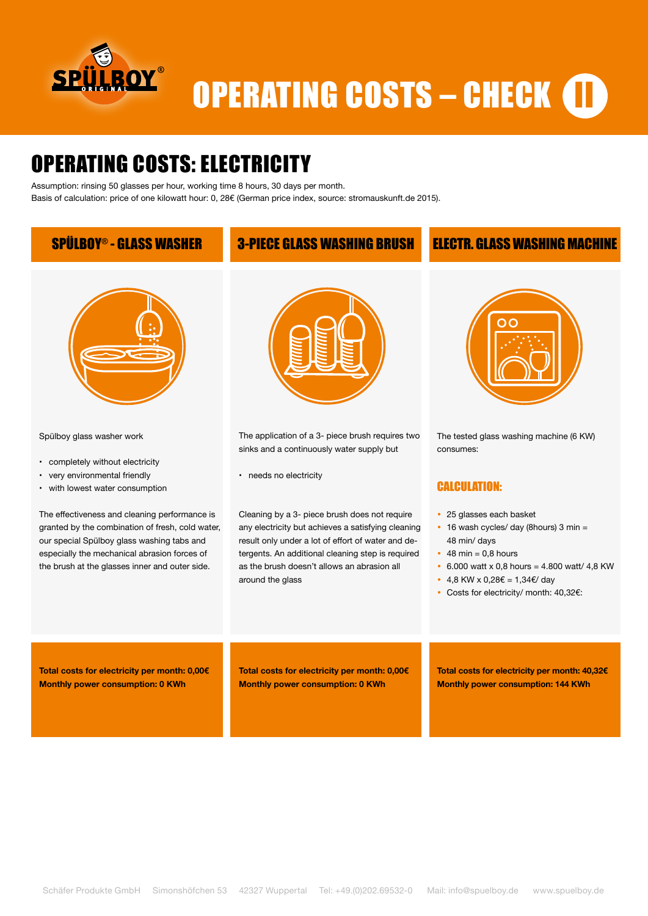# OPERATING COSTS – CHECK II

## OPERATING COSTS: ELECTRICITY

Assumption: rinsing 50 glasses per hour, working time 8 hours, 30 days per month.
Basis of calculation: price of one kilowatt hour: 0, 28€ (German price index, source: stromauskunft.de 2015).

### SPÜLBOY® - GLASS WASHER

Spülboy glass washer work

- completely without electricity
- very environmental friendly
- with lowest water consumption

The effectiveness and cleaning performance is granted by the combination of fresh, cold water, our special Spülboy glass washing tabs and especially the mechanical abrasion forces of the brush at the glasses inner and outer side.

**Total costs for electricity per month: 0,00€**
**Monthly power consumption: 0 KWh**

### 3-PIECE GLASS WASHING BRUSH

The application of a 3- piece brush requires two sinks and a continuously water supply but

- needs no electricity

Cleaning by a 3- piece brush does not require any electricity but achieves a satisfying cleaning result only under a lot of effort of water and detergents. An additional cleaning step is required as the brush doesn't allows an abrasion all around the glass

**Total costs for electricity per month: 0,00€**
**Monthly power consumption: 0 KWh**

### ELECTR. GLASS WASHING MACHINE

The tested glass washing machine (6 KW) consumes:

#### CALCULATION:

- 25 glasses each basket
- 16 wash cycles/ day (8hours) 3 min = 48 min/ days
- 48 min = 0,8 hours
- 6.000 watt x 0,8 hours = 4.800 watt/ 4,8 KW
- 4,8 KW x 0,28€ = 1,34€/ day
- Costs for electricity/ month: 40,32€:

**Total costs for electricity per month: 40,32€**
**Monthly power consumption: 144 KWh**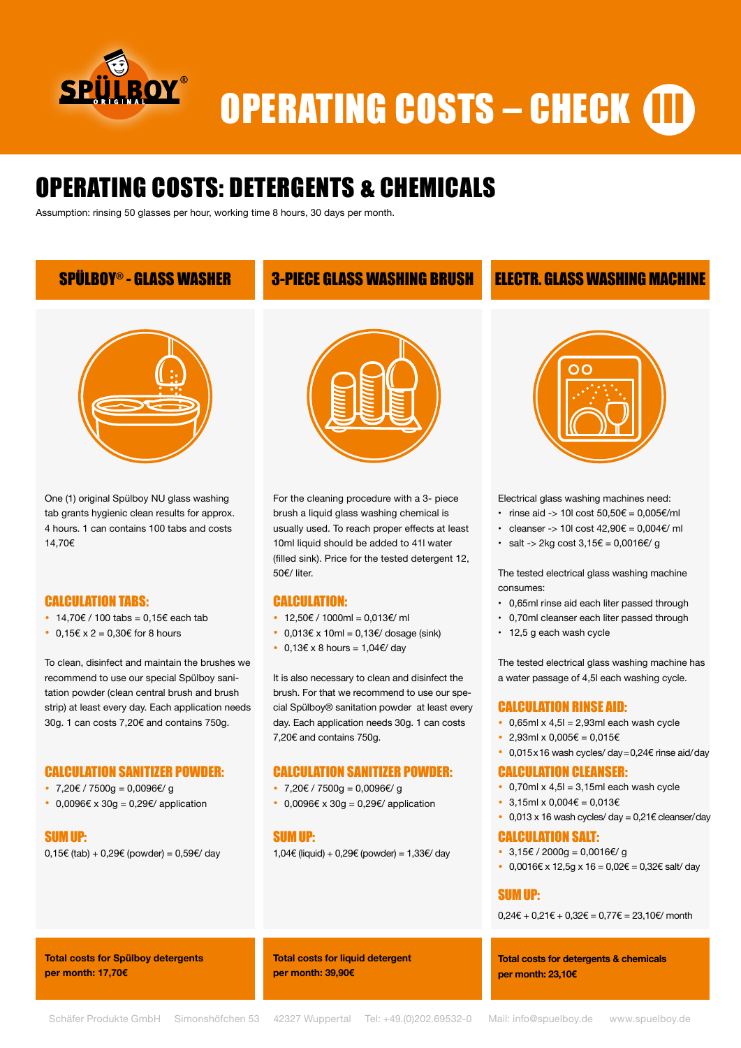# OPERATING COSTS – CHECK III

## OPERATING COSTS: DETERGENTS & CHEMICALS

Assumption: rinsing 50 glasses per hour, working time 8 hours, 30 days per month.

### SPÜLBOY® - GLASS WASHER

One (1) original Spülboy NU glass washing tab grants hygienic clean results for approx. 4 hours. 1 can contains 100 tabs and costs 14,70€

#### CALCULATION TABS:

- 14,70€ / 100 tabs = 0,15€ each tab
- 0,15€ x 2 = 0,30€ for 8 hours

To clean, disinfect and maintain the brushes we recommend to use our special Spülboy sanitation powder (clean central brush and brush strip) at least every day. Each application needs 30g. 1 can costs 7,20€ and contains 750g.

#### CALCULATION SANITIZER POWDER:

- 7,20€ / 7500g = 0,0096€/ g
- 0,0096€ x 30g = 0,29€/ application

#### SUM UP:

0,15€ (tab) + 0,29€ (powder) = 0,59€/ day

**Total costs for Spülboy detergents per month: 17,70€**

### 3-PIECE GLASS WASHING BRUSH

For the cleaning procedure with a 3- piece brush a liquid glass washing chemical is usually used. To reach proper effects at least 10ml liquid should be added to 41l water (filled sink). Price for the tested detergent 12, 50€/ liter.

#### CALCULATION:

- 12,50€ / 1000ml = 0,013€/ ml
- 0,013€ x 10ml = 0,13€/ dosage (sink)
- 0,13€ x 8 hours = 1,04€/ day

It is also necessary to clean and disinfect the brush. For that we recommend to use our special Spülboy® sanitation powder at least every day. Each application needs 30g. 1 can costs 7,20€ and contains 750g.

#### CALCULATION SANITIZER POWDER:

- 7,20€ / 7500g = 0,0096€/ g
- 0,0096€ x 30g = 0,29€/ application

#### SUM UP:

1,04€ (liquid) + 0,29€ (powder) = 1,33€/ day

**Total costs for liquid detergent per month: 39,90€**

### ELECTR. GLASS WASHING MACHINE

Electrical glass washing machines need:

- rinse aid -> 10l cost 50,50€ = 0,005€/ml
- cleanser -> 10l cost 42,90€ = 0,004€/ ml
- salt -> 2kg cost 3,15€ = 0,0016€/ g

The tested electrical glass washing machine consumes:

- 0,65ml rinse aid each liter passed through
- 0,70ml cleanser each liter passed through
- 12,5 g each wash cycle

The tested electrical glass washing machine has a water passage of 4,5l each washing cycle.

#### CALCULATION RINSE AID:

- 0,65ml x 4,5l = 2,93ml each wash cycle
- 2,93ml x 0,005€ = 0,015€
- 0,015x16 wash cycles/ day=0,24€ rinse aid/day

#### CALCULATION CLEANSER:

- 0,70ml x 4,5l = 3,15ml each wash cycle
- 3,15ml x 0,004€ = 0,013€
- 0,013 x 16 wash cycles/ day = 0,21€ cleanser/day

#### CALCULATION SALT:

- 3,15€ / 2000g = 0,0016€/ g
- 0,0016€ x 12,5g x 16 = 0,02€ = 0,32€ salt/ day

#### SUM UP:

0,24€ + 0,21€ + 0,32€ = 0,77€ = 23,10€/ month

**Total costs for detergents & chemicals per month: 23,10€**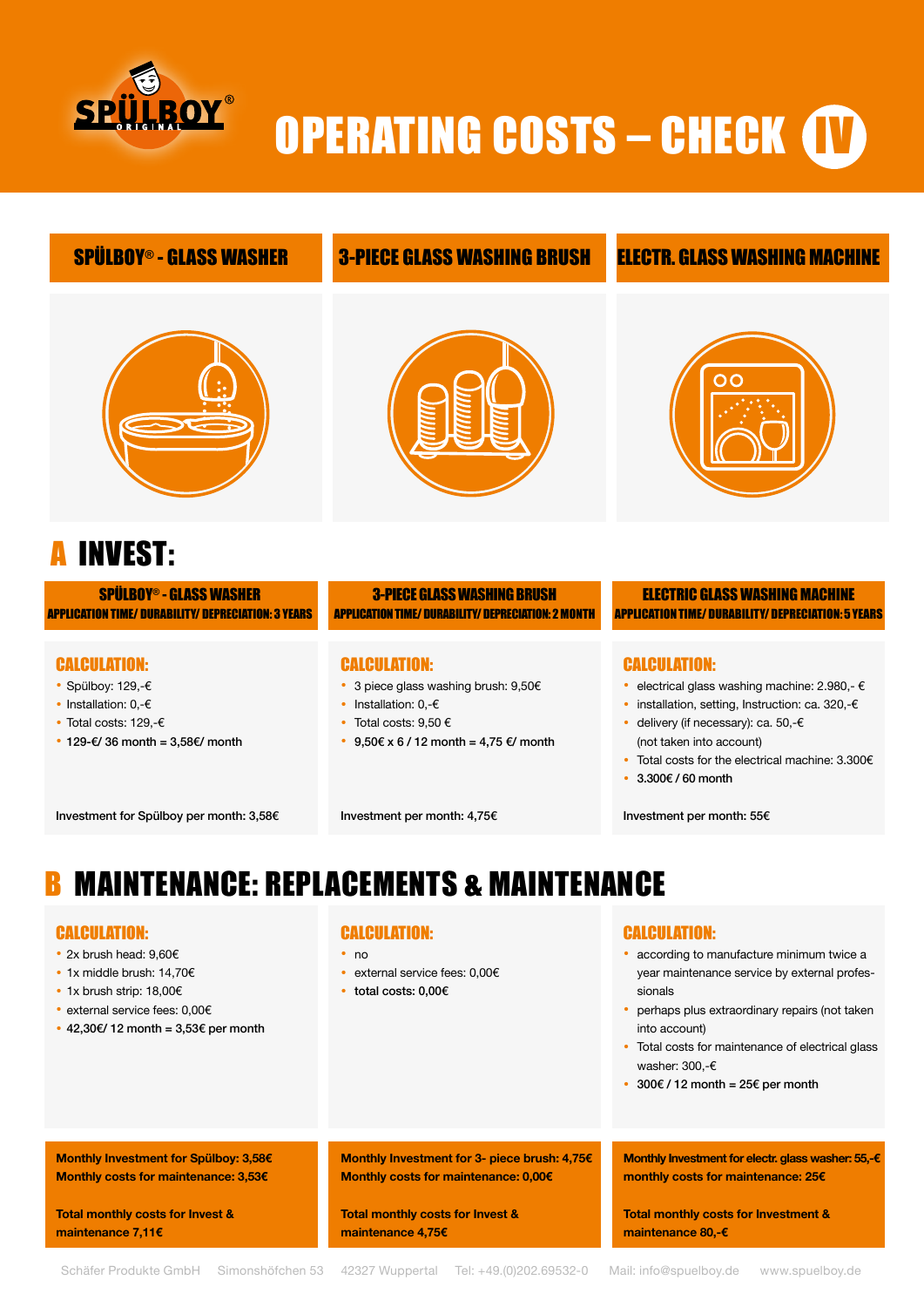# OPERATING COSTS – CHECK IV

| SPÜLBOY® - GLASS WASHER | 3-PIECE GLASS WASHING BRUSH | ELECTR. GLASS WASHING MACHINE |
|---|---|---|

## A INVEST:

### SPÜLBOY® - GLASS WASHER

**APPLICATION TIME/ DURABILITY/ DEPRECIATION: 3 YEARS**

**CALCULATION:**

- Spülboy: 129,-€
- Installation: 0,-€
- Total costs: 129,-€
- **129-€/ 36 month = 3,58€/ month**

Investment for Spülboy per month: 3,58€

### 3-PIECE GLASS WASHING BRUSH

**APPLICATION TIME/ DURABILITY/ DEPRECIATION: 2 MONTH**

**CALCULATION:**

- 3 piece glass washing brush: 9,50€
- Installation: 0,-€
- Total costs: 9,50 €
- **9,50€ x 6 / 12 month = 4,75 €/ month**

Investment per month: 4,75€

### ELECTRIC GLASS WASHING MACHINE

**APPLICATION TIME/ DURABILITY/ DEPRECIATION: 5 YEARS**

**CALCULATION:**

- electrical glass washing machine: 2.980,- €
- installation, setting, Instruction: ca. 320,-€
- delivery (if necessary): ca. 50,-€ (not taken into account)
- Total costs for the electrical machine: 3.300€
- **3.300€ / 60 month**

Investment per month: 55€

## B MAINTENANCE: REPLACEMENTS & MAINTENANCE

### Spülboy® - Glass Washer

**CALCULATION:**

- 2x brush head: 9,60€
- 1x middle brush: 14,70€
- 1x brush strip: 18,00€
- external service fees: 0,00€
- **42,30€/ 12 month = 3,53€ per month**

**Monthly Investment for Spülboy: 3,58€**
**Monthly costs for maintenance: 3,53€**

**Total monthly costs for Invest & maintenance 7,11€**

### 3-Piece Glass Washing Brush

**CALCULATION:**

- no
- external service fees: 0,00€
- **total costs: 0,00€**

**Monthly Investment for 3- piece brush: 4,75€**
**Monthly costs for maintenance: 0,00€**

**Total monthly costs for Invest & maintenance 4,75€**

### Electric Glass Washing Machine

**CALCULATION:**

- according to manufacture minimum twice a year maintenance service by external professionals
- perhaps plus extraordinary repairs (not taken into account)
- Total costs for maintenance of electrical glass washer: 300,-€
- **300€ / 12 month = 25€ per month**

**Monthly Investment for electr. glass washer: 55,-€**
**monthly costs for maintenance: 25€**

**Total monthly costs for Investment & maintenance 80,-€**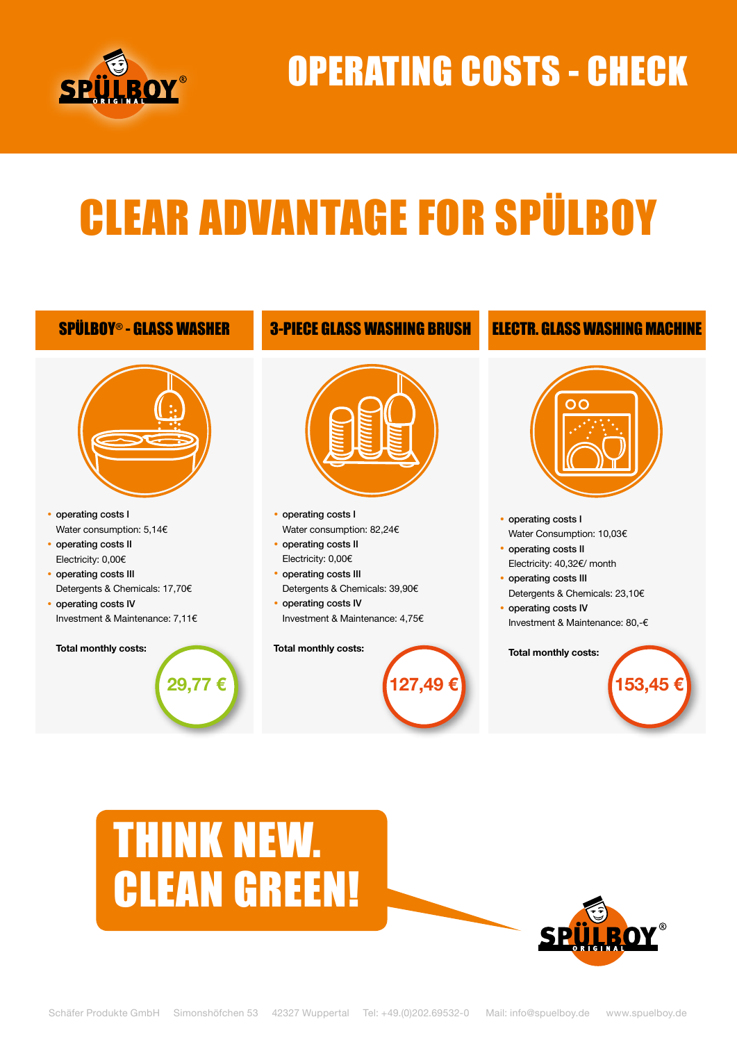# OPERATING COSTS - CHECK

## CLEAR ADVANTAGE FOR SPÜLBOY

### SPÜLBOY® - GLASS WASHER

- operating costs I
  Water consumption: 5,14€
- operating costs II
  Electricity: 0,00€
- operating costs III
  Detergents & Chemicals: 17,70€
- operating costs IV
  Investment & Maintenance: 7,11€

**Total monthly costs:**

29,77 €

### 3-PIECE GLASS WASHING BRUSH

- operating costs I
  Water consumption: 82,24€
- operating costs II
  Electricity: 0,00€
- operating costs III
  Detergents & Chemicals: 39,90€
- operating costs IV
  Investment & Maintenance: 4,75€

**Total monthly costs:**

127,49 €

### ELECTR. GLASS WASHING MACHINE

- operating costs I
  Water Consumption: 10,03€
- operating costs II
  Electricity: 40,32€/ month
- operating costs III
  Detergents & Chemicals: 23,10€
- operating costs IV
  Investment & Maintenance: 80,-€

**Total monthly costs:**

153,45 €

## THINK NEW. CLEAN GREEN!

SPÜLBOY® ORIGINAL

Schäfer Produkte GmbH Simonshöfchen 53 42327 Wuppertal Tel: +49.(0)202.69532-0 Mail: info@spuelboy.de www.spuelboy.de